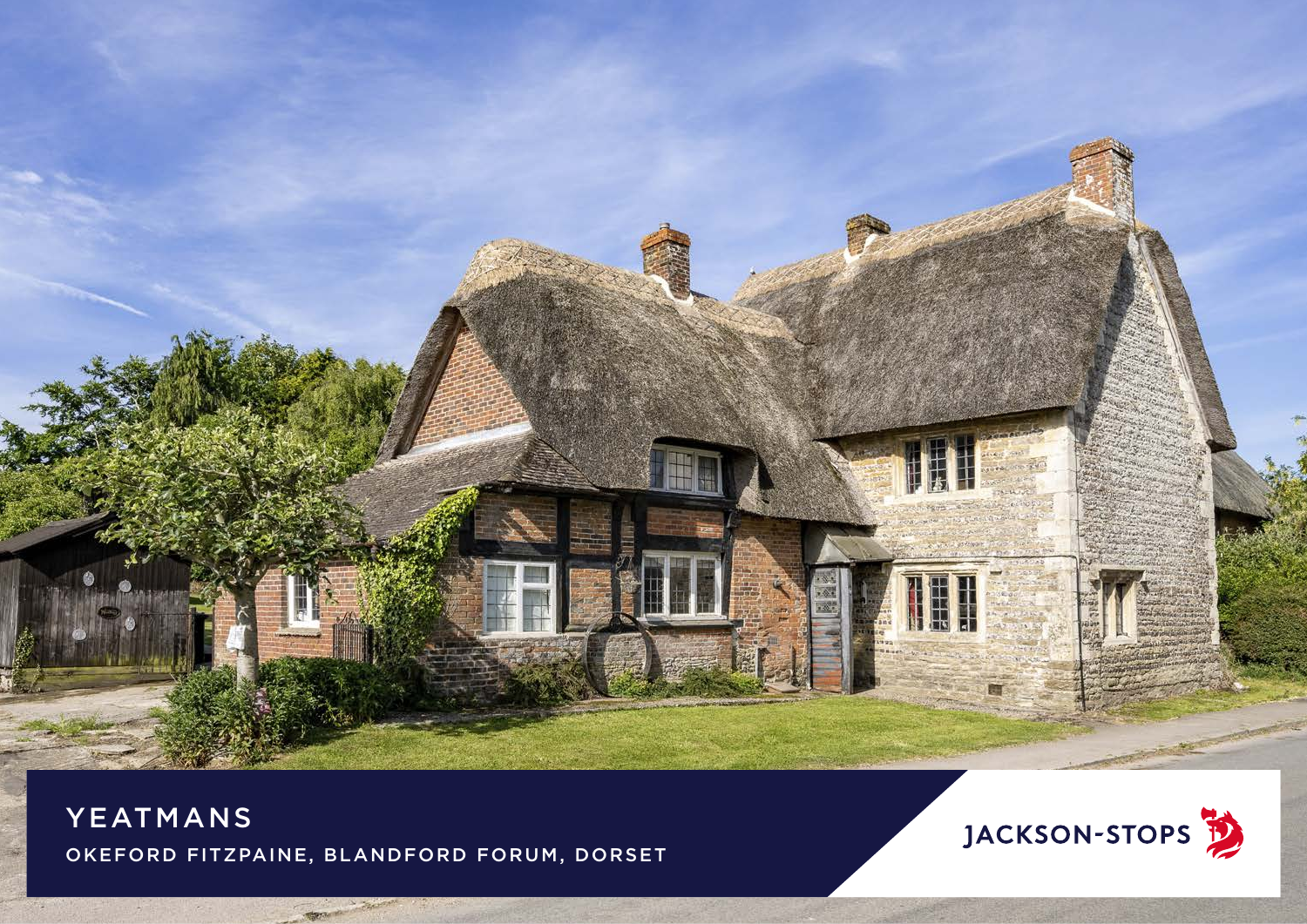# YEATMANS

OKEFORD FITZPAINE, BLANDFORD FORUM, DORSET

JACKSON-STOPS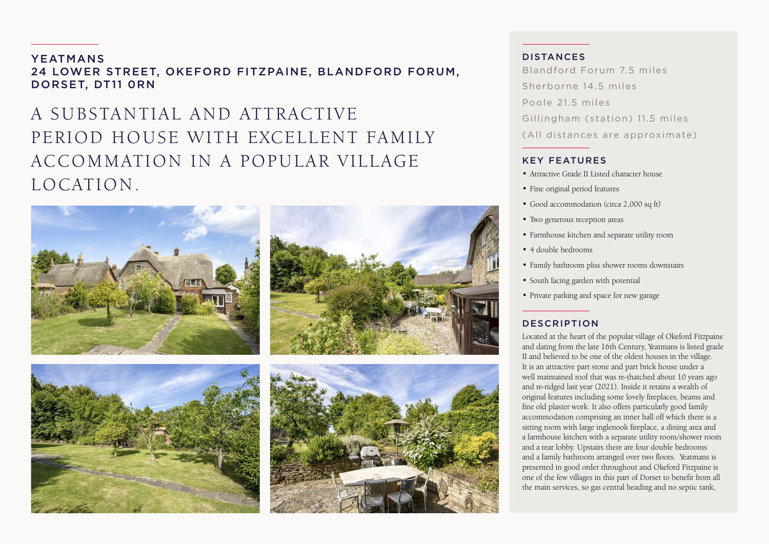## YEATMANS
## 24 LOWER STREET, OKEFORD FITZPAINE, BLANDFORD FORUM, DORSET, DT11 0RN

# A SUBSTANTIAL AND ATTRACTIVE PERIOD HOUSE WITH EXCELLENT FAMILY ACCOMMATION IN A POPULAR VILLAGE LOCATION.

## DISTANCES

Blandford Forum 7.5 miles

Sherborne 14.5 miles

Poole 21.5 miles

Gillingham (station) 11.5 miles

(All distances are approximate)

## KEY FEATURES

- Attractive Grade II Listed character house
- Fine original period features
- Good accommodation (circa 2,000 sq ft)
- Two generous reception areas
- Farmhouse kitchen and separate utility room
- 4 double bedrooms
- Family bathroom plus shower rooms downstairs
- South facing garden with potential
- Private parking and space for new garage

## DESCRIPTION

Located at the heart of the popular village of Okeford Fitzpaine and dating from the late 16th Century, Yeatmans is listed grade II and believed to be one of the oldest houses in the village. It is an attractive part stone and part brick house under a well maintained roof that was re-thatched about 10 years ago and re-ridged last year (2021). Inside it retains a wealth of original features including some lovely fireplaces, beams and fine old plaster work. It also offers particularly good family accommodation comprising an inner hall off which there is a sitting room with large inglenook fireplace, a dining area and a farmhouse kitchen with a separate utility room/shower room and a rear lobby. Upstairs there are four double bedrooms and a family bathroom arranged over two floors. Yeatmans is presented in good order throughout and Okeford Fitzpaine is one of the few villages in this part of Dorset to benefit from all the main services, so gas central heading and no septic tank,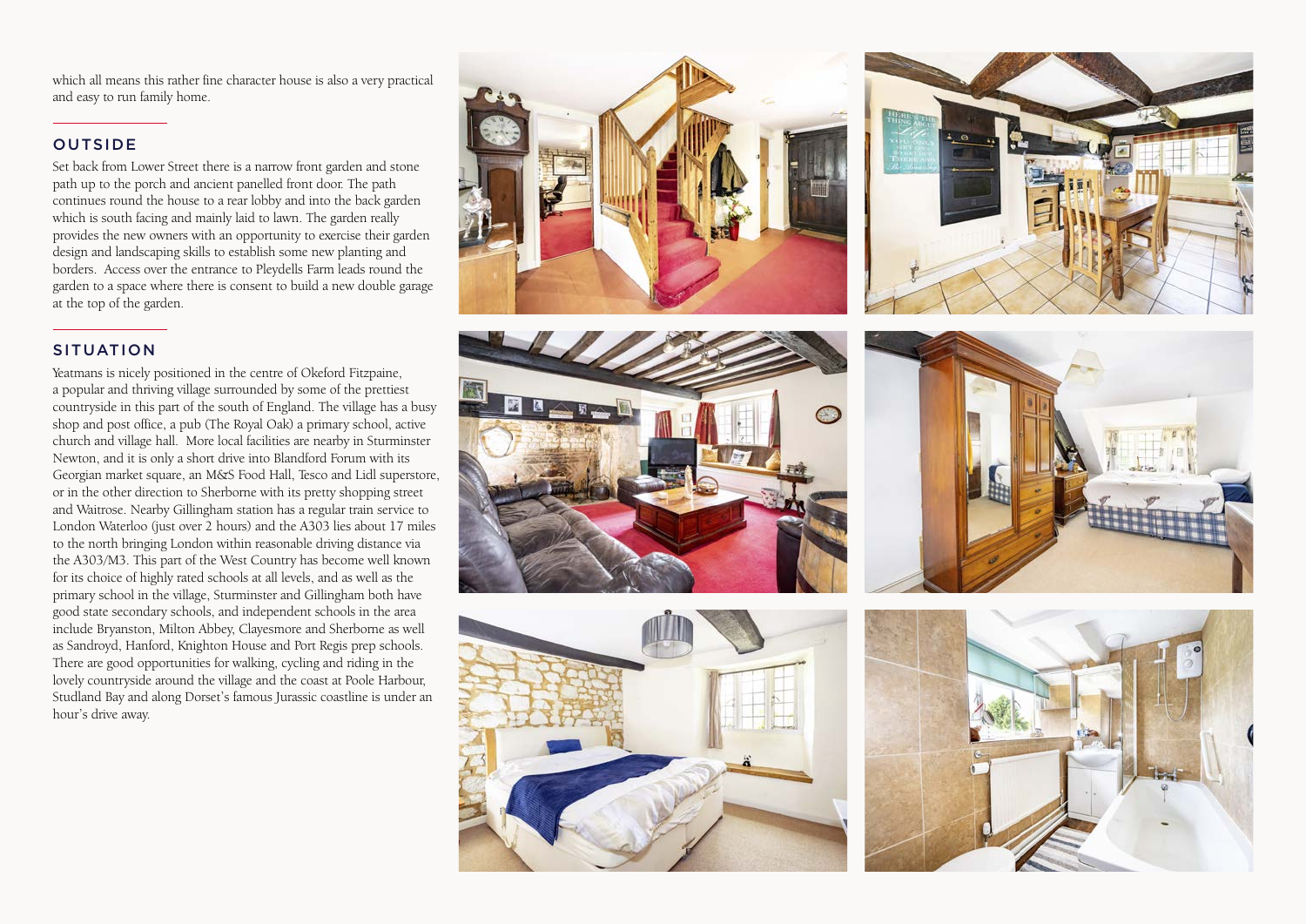which all means this rather fine character house is also a very practical and easy to run family home.

## OUTSIDE

Set back from Lower Street there is a narrow front garden and stone path up to the porch and ancient panelled front door. The path continues round the house to a rear lobby and into the back garden which is south facing and mainly laid to lawn. The garden really provides the new owners with an opportunity to exercise their garden design and landscaping skills to establish some new planting and borders. Access over the entrance to Pleydells Farm leads round the garden to a space where there is consent to build a new double garage at the top of the garden.

## SITUATION

Yeatmans is nicely positioned in the centre of Okeford Fitzpaine, a popular and thriving village surrounded by some of the prettiest countryside in this part of the south of England. The village has a busy shop and post office, a pub (The Royal Oak) a primary school, active church and village hall. More local facilities are nearby in Sturminster Newton, and it is only a short drive into Blandford Forum with its Georgian market square, an M&S Food Hall, Tesco and Lidl superstore, or in the other direction to Sherborne with its pretty shopping street and Waitrose. Nearby Gillingham station has a regular train service to London Waterloo (just over 2 hours) and the A303 lies about 17 miles to the north bringing London within reasonable driving distance via the A303/M3. This part of the West Country has become well known for its choice of highly rated schools at all levels, and as well as the primary school in the village, Sturminster and Gillingham both have good state secondary schools, and independent schools in the area include Bryanston, Milton Abbey, Clayesmore and Sherborne as well as Sandroyd, Hanford, Knighton House and Port Regis prep schools. There are good opportunities for walking, cycling and riding in the lovely countryside around the village and the coast at Poole Harbour, Studland Bay and along Dorset's famous Jurassic coastline is under an hour's drive away.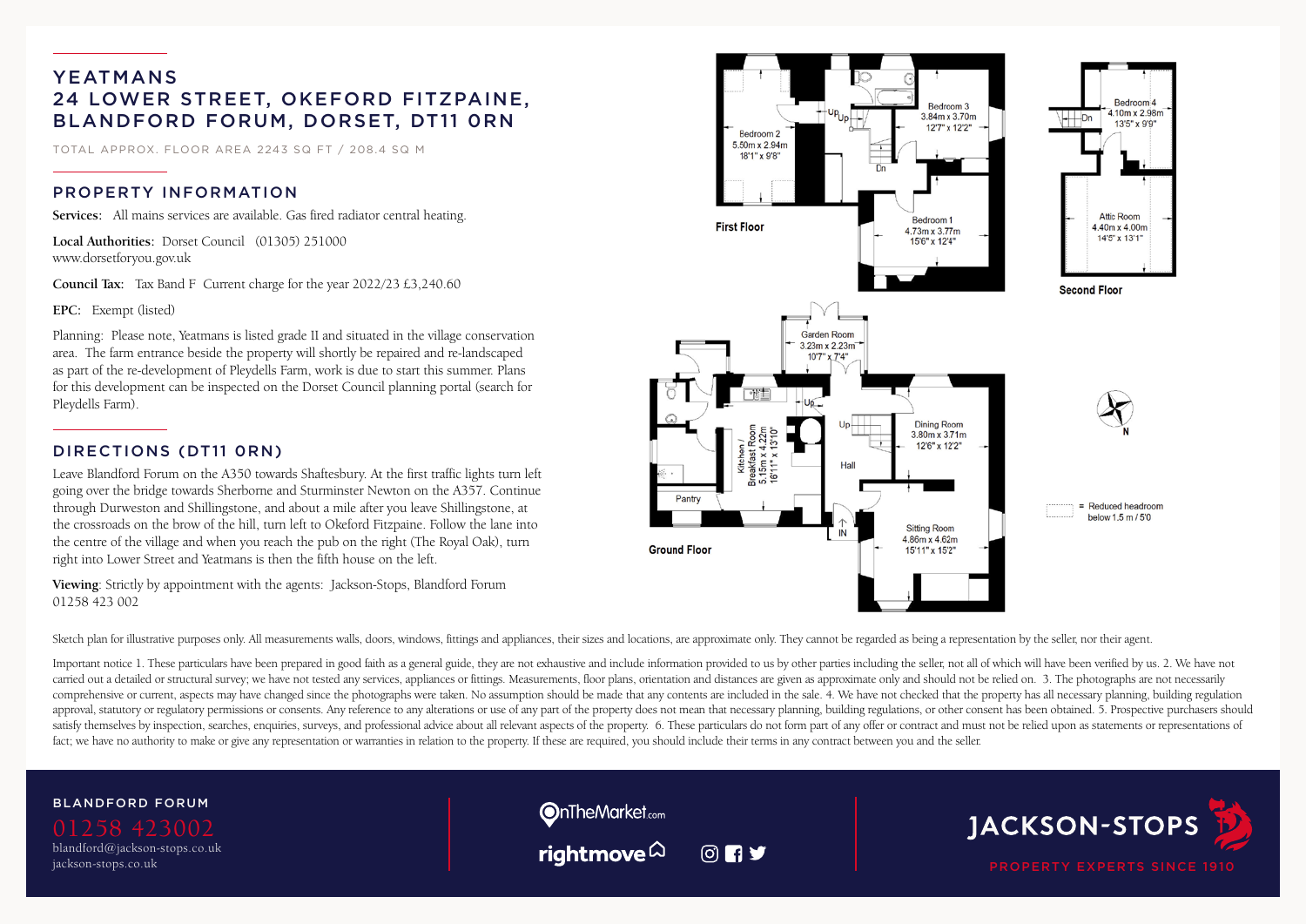# YEATMANS
# 24 LOWER STREET, OKEFORD FITZPAINE, BLANDFORD FORUM, DORSET, DT11 0RN

TOTAL APPROX. FLOOR AREA 2243 SQ FT / 208.4 SQ M

## PROPERTY INFORMATION

**Services:** All mains services are available. Gas fired radiator central heating.

**Local Authorities:** Dorset Council (01305) 251000
www.dorsetforyou.gov.uk

**Council Tax:** Tax Band F Current charge for the year 2022/23 £3,240.60

**EPC:** Exempt (listed)

Planning: Please note, Yeatmans is listed grade II and situated in the village conservation area. The farm entrance beside the property will shortly be repaired and re-landscaped as part of the re-development of Pleydells Farm, work is due to start this summer. Plans for this development can be inspected on the Dorset Council planning portal (search for Pleydells Farm).

## DIRECTIONS (DT11 0RN)

Leave Blandford Forum on the A350 towards Shaftesbury. At the first traffic lights turn left going over the bridge towards Sherborne and Sturminster Newton on the A357. Continue through Durweston and Shillingstone, and about a mile after you leave Shillingstone, at the crossroads on the brow of the hill, turn left to Okeford Fitzpaine. Follow the lane into the centre of the village and when you reach the pub on the right (The Royal Oak), turn right into Lower Street and Yeatmans is then the fifth house on the left.

**Viewing**: Strictly by appointment with the agents: Jackson-Stops, Blandford Forum 01258 423 002

First Floor
Bedroom 2 5.50m x 2.94m 18'1" x 9'8"
Bedroom 3 3.84m x 3.70m 12'7" x 12'2"
Bedroom 1 4.73m x 3.77m 15'6" x 12'4"

Second Floor
Bedroom 4 4.10m x 2.98m 13'5" x 9'9"
Attic Room 4.40m x 4.00m 14'5" x 13'1"

Ground Floor
Garden Room 3.23m x 2.23m 10'7" x 7'4"
Kitchen / Breakfast Room 5.15m x 4.22m 16'11" x 13'10"
Pantry
Hall
Dining Room 3.80m x 3.71m 12'6" x 12'2"
Sitting Room 4.86m x 4.62m 15'11" x 15'2"

= Reduced headroom below 1.5 m / 5'0

Sketch plan for illustrative purposes only. All measurements walls, doors, windows, fittings and appliances, their sizes and locations, are approximate only. They cannot be regarded as being a representation by the seller, nor their agent.

Important notice 1. These particulars have been prepared in good faith as a general guide, they are not exhaustive and include information provided to us by other parties including the seller, not all of which will have been verified by us. 2. We have not carried out a detailed or structural survey; we have not tested any services, appliances or fittings. Measurements, floor plans, orientation and distances are given as approximate only and should not be relied on. 3. The photographs are not necessarily comprehensive or current, aspects may have changed since the photographs were taken. No assumption should be made that any contents are included in the sale. 4. We have not checked that the property has all necessary planning, building regulation approval, statutory or regulatory permissions or consents. Any reference to any alterations or use of any part of the property does not mean that necessary planning, building regulations, or other consent has been obtained. 5. Prospective purchasers should satisfy themselves by inspection, searches, enquiries, surveys, and professional advice about all relevant aspects of the property. 6. These particulars do not form part of any offer or contract and must not be relied upon as statements or representations of fact; we have no authority to make or give any representation or warranties in relation to the property. If these are required, you should include their terms in any contract between you and the seller.

BLANDFORD FORUM
01258 423002
blandford@jackson-stops.co.uk
jackson-stops.co.uk

OnTheMarket.com
rightmove

JACKSON-STOPS
PROPERTY EXPERTS SINCE 1910